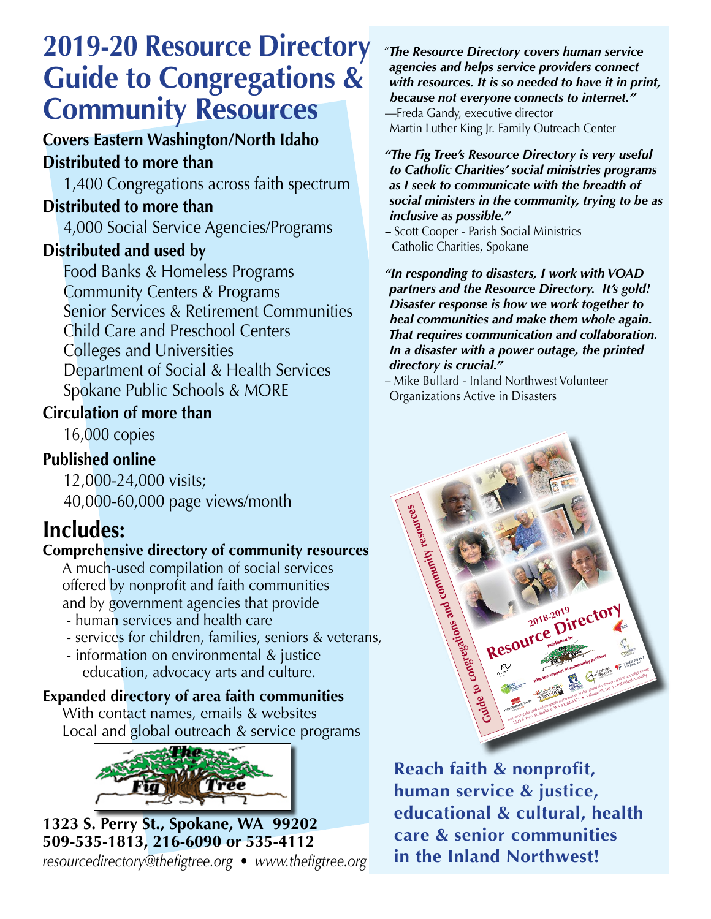# 2019-20 Resource Directory Guide to Congregations & Community Resources

**Covers Eastern Washington/North Idaho**

**Distributed to more than**

1,400 Congregations across faith spectrum

**Distributed to more than**

4,000 Social Service Agencies/Programs

**Distributed and used by**

Food Banks & Homeless Programs
Community Centers & Programs
Senior Services & Retirement Communities
Child Care and Preschool Centers
Colleges and Universities
Department of Social & Health Services
Spokane Public Schools & MORE

**Circulation of more than**

16,000 copies

**Published online**

12,000-24,000 visits;
40,000-60,000 page views/month

## Includes:

**Comprehensive directory of community resources**

A much-used compilation of social services offered by nonprofit and faith communities and by government agencies that provide

- human services and health care
- services for children, families, seniors & veterans,
- information on environmental & justice education, advocacy arts and culture.

**Expanded directory of area faith communities**

With contact names, emails & websites
Local and global outreach & service programs

The Fig Tree

**1323 S. Perry St., Spokane, WA 99202**
**509-535-1813, 216-6090 or 535-4112**

*resourcedirectory@thefigtree.org • www.thefigtree.org*

***"The Resource Directory covers human service agencies and helps service providers connect with resources. It is so needed to have it in print, because not everyone connects to internet."***

—Freda Gandy, executive director
Martin Luther King Jr. Family Outreach Center

***"The Fig Tree's Resource Directory is very useful to Catholic Charities' social ministries programs as I seek to communicate with the breadth of social ministers in the community, trying to be as inclusive as possible."***

– Scott Cooper - Parish Social Ministries
Catholic Charities, Spokane

***"In responding to disasters, I work with VOAD partners and the Resource Directory. It's gold! Disaster response is how we work together to heal communities and make them whole again. That requires communication and collaboration. In a disaster with a power outage, the printed directory is crucial."***

– Mike Bullard - Inland Northwest Volunteer Organizations Active in Disasters

**Reach faith & nonprofit, human service & justice, educational & cultural, health care & senior communities in the Inland Northwest!**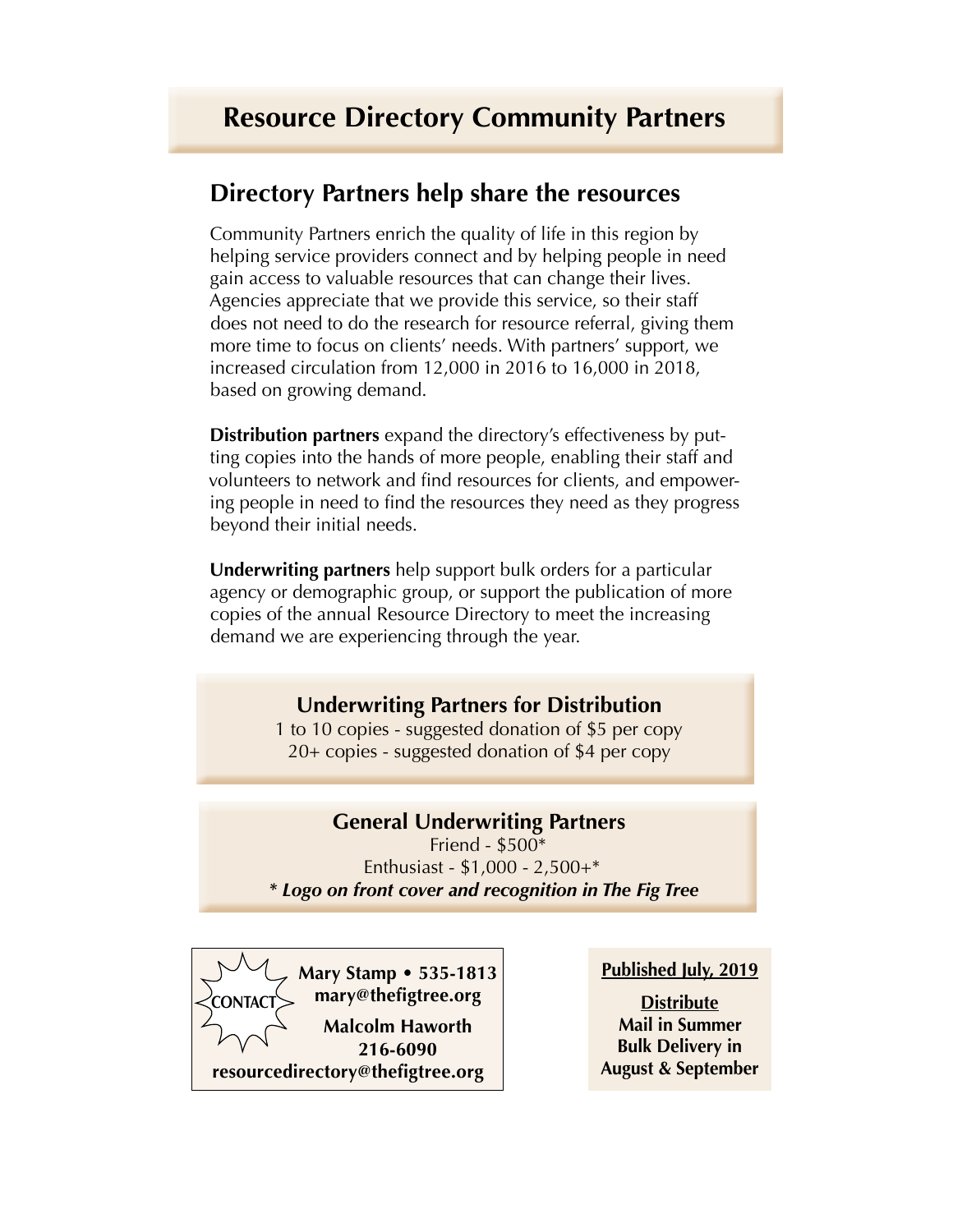# Resource Directory Community Partners

## Directory Partners help share the resources

Community Partners enrich the quality of life in this region by helping service providers connect and by helping people in need gain access to valuable resources that can change their lives. Agencies appreciate that we provide this service, so their staff does not need to do the research for resource referral, giving them more time to focus on clients' needs. With partners' support, we increased circulation from 12,000 in 2016 to 16,000 in 2018, based on growing demand.

**Distribution partners** expand the directory's effectiveness by putting copies into the hands of more people, enabling their staff and volunteers to network and find resources for clients, and empowering people in need to find the resources they need as they progress beyond their initial needs.

**Underwriting partners** help support bulk orders for a particular agency or demographic group, or support the publication of more copies of the annual Resource Directory to meet the increasing demand we are experiencing through the year.

### Underwriting Partners for Distribution

1 to 10 copies - suggested donation of $5 per copy
20+ copies - suggested donation of $4 per copy

### General Underwriting Partners

Friend - $500*
Enthusiast - $1,000 - 2,500+*
***Logo on front cover and recognition in The Fig Tree***

**CONTACT**

**Mary Stamp • 535-1813**
**mary@thefigtree.org**

**Malcolm Haworth**
**216-6090**
**resourcedirectory@thefigtree.org**

**Published July, 2019**

**Distribute**
**Mail in Summer**
**Bulk Delivery in August & September**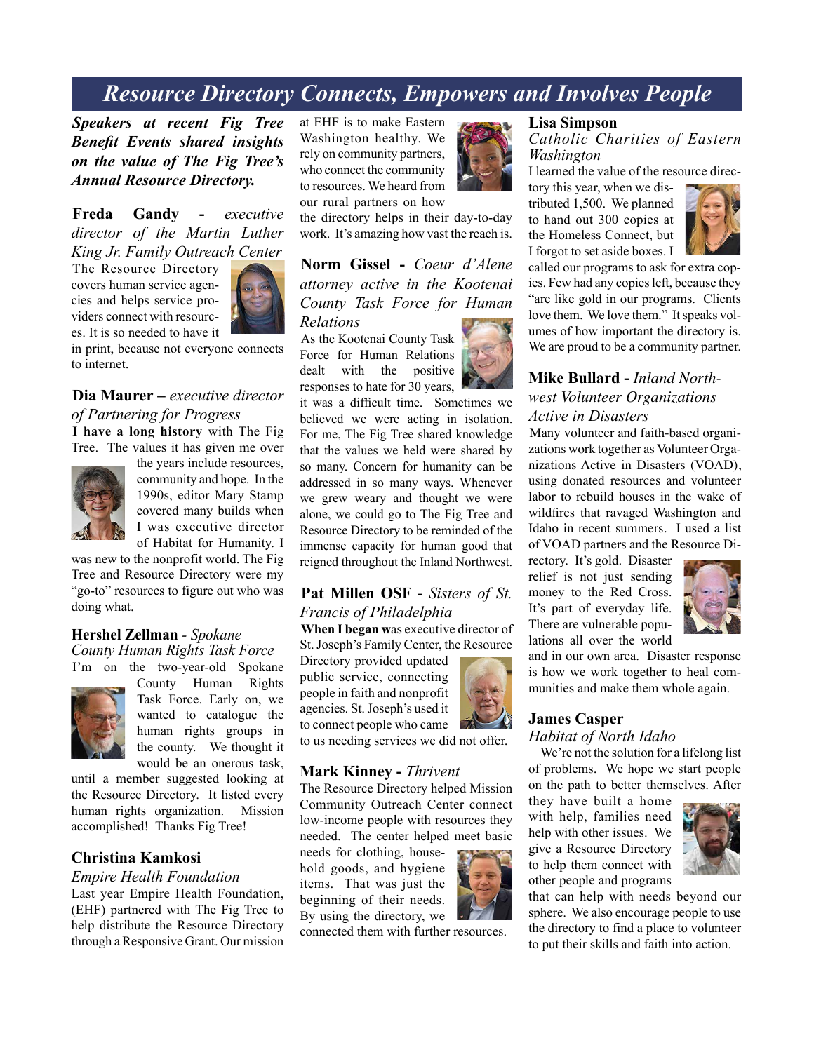# Resource Directory Connects, Empowers and Involves People

***Speakers at recent Fig Tree Benefit Events shared insights on the value of The Fig Tree's Annual Resource Directory.***

**Freda Gandy** - *executive director of the Martin Luther King Jr. Family Outreach Center*

The Resource Directory covers human service agencies and helps service providers connect with resources. It is so needed to have it in print, because not everyone connects to internet.

**Dia Maurer** – *executive director of Partnering for Progress*

**I have a long history** with The Fig Tree. The values it has given me over the years include resources, community and hope. In the 1990s, editor Mary Stamp covered many builds when I was executive director of Habitat for Humanity. I was new to the nonprofit world. The Fig Tree and Resource Directory were my "go-to" resources to figure out who was doing what.

**Hershel Zellman** - *Spokane County Human Rights Task Force*

I'm on the two-year-old Spokane County Human Rights Task Force. Early on, we wanted to catalogue the human rights groups in the county. We thought it would be an onerous task, until a member suggested looking at the Resource Directory. It listed every human rights organization. Mission accomplished! Thanks Fig Tree!

**Christina Kamkosi**

*Empire Health Foundation*

Last year Empire Health Foundation, (EHF) partnered with The Fig Tree to help distribute the Resource Directory through a Responsive Grant. Our mission at EHF is to make Eastern Washington healthy. We rely on community partners, who connect the community to resources. We heard from our rural partners on how the directory helps in their day-to-day work. It's amazing how vast the reach is.

**Norm Gissel** - *Coeur d'Alene attorney active in the Kootenai County Task Force for Human Relations*

As the Kootenai County Task Force for Human Relations dealt with the positive responses to hate for 30 years, it was a difficult time. Sometimes we believed we were acting in isolation. For me, The Fig Tree shared knowledge that the values we held were shared by so many. Concern for humanity can be addressed in so many ways. Whenever we grew weary and thought we were alone, we could go to The Fig Tree and Resource Directory to be reminded of the immense capacity for human good that reigned throughout the Inland Northwest.

**Pat Millen OSF** - *Sisters of St. Francis of Philadelphia*

**When I began w**as executive director of St. Joseph's Family Center, the Resource Directory provided updated public service, connecting people in faith and nonprofit agencies. St. Joseph's used it to connect people who came to us needing services we did not offer.

**Mark Kinney** - *Thrivent*

The Resource Directory helped Mission Community Outreach Center connect low-income people with resources they needed. The center helped meet basic needs for clothing, household goods, and hygiene items. That was just the beginning of their needs. By using the directory, we connected them with further resources.

**Lisa Simpson**

*Catholic Charities of Eastern Washington*

I learned the value of the resource directory this year, when we distributed 1,500. We planned to hand out 300 copies at the Homeless Connect, but I forgot to set aside boxes. I called our programs to ask for extra copies. Few had any copies left, because they "are like gold in our programs. Clients love them. We love them." It speaks volumes of how important the directory is. We are proud to be a community partner.

**Mike Bullard** - *Inland Northwest Volunteer Organizations Active in Disasters*

Many volunteer and faith-based organizations work together as Volunteer Organizations Active in Disasters (VOAD), using donated resources and volunteer labor to rebuild houses in the wake of wildfires that ravaged Washington and Idaho in recent summers. I used a list of VOAD partners and the Resource Directory. It's gold. Disaster relief is not just sending money to the Red Cross. It's part of everyday life. There are vulnerable populations all over the world and in our own area. Disaster response is how we work together to heal communities and make them whole again.

**James Casper**

*Habitat of North Idaho*

We're not the solution for a lifelong list of problems. We hope we start people on the path to better themselves. After they have built a home with help, families need help with other issues. We give a Resource Directory to help them connect with other people and programs that can help with needs beyond our sphere. We also encourage people to use the directory to find a place to volunteer to put their skills and faith into action.